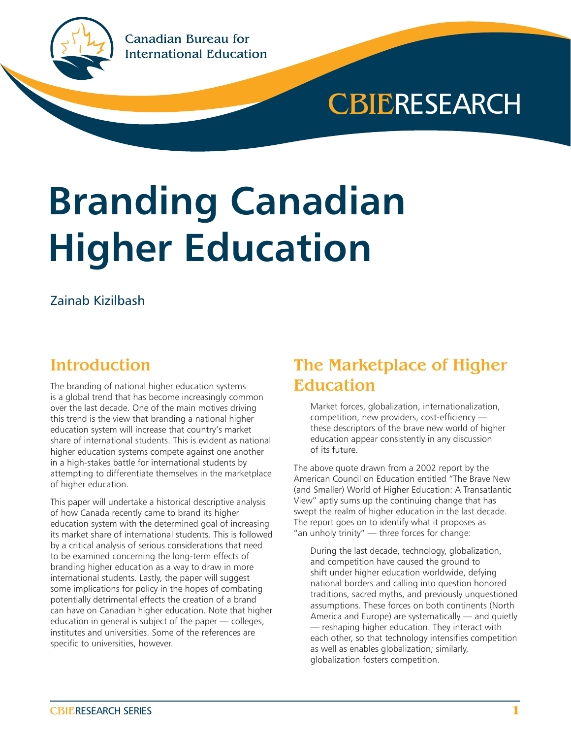Canadian Bureau for International Education

CBIE RESEARCH

# Branding Canadian Higher Education

Zainab Kizilbash

## Introduction

The branding of national higher education systems is a global trend that has become increasingly common over the last decade. One of the main motives driving this trend is the view that branding a national higher education system will increase that country's market share of international students. This is evident as national higher education systems compete against one another in a high-stakes battle for international students by attempting to differentiate themselves in the marketplace of higher education.

This paper will undertake a historical descriptive analysis of how Canada recently came to brand its higher education system with the determined goal of increasing its market share of international students. This is followed by a critical analysis of serious considerations that need to be examined concerning the long-term effects of branding higher education as a way to draw in more international students. Lastly, the paper will suggest some implications for policy in the hopes of combating potentially detrimental effects the creation of a brand can have on Canadian higher education. Note that higher education in general is subject of the paper — colleges, institutes and universities. Some of the references are specific to universities, however.

## The Marketplace of Higher Education

> Market forces, globalization, internationalization, competition, new providers, cost-efficiency — these descriptors of the brave new world of higher education appear consistently in any discussion of its future.

The above quote drawn from a 2002 report by the American Council on Education entitled "The Brave New (and Smaller) World of Higher Education: A Transatlantic View" aptly sums up the continuing change that has swept the realm of higher education in the last decade. The report goes on to identify what it proposes as "an unholy trinity" — three forces for change:

> During the last decade, technology, globalization, and competition have caused the ground to shift under higher education worldwide, defying national borders and calling into question honored traditions, sacred myths, and previously unquestioned assumptions. These forces on both continents (North America and Europe) are systematically — and quietly — reshaping higher education. They interact with each other, so that technology intensifies competition as well as enables globalization; similarly, globalization fosters competition.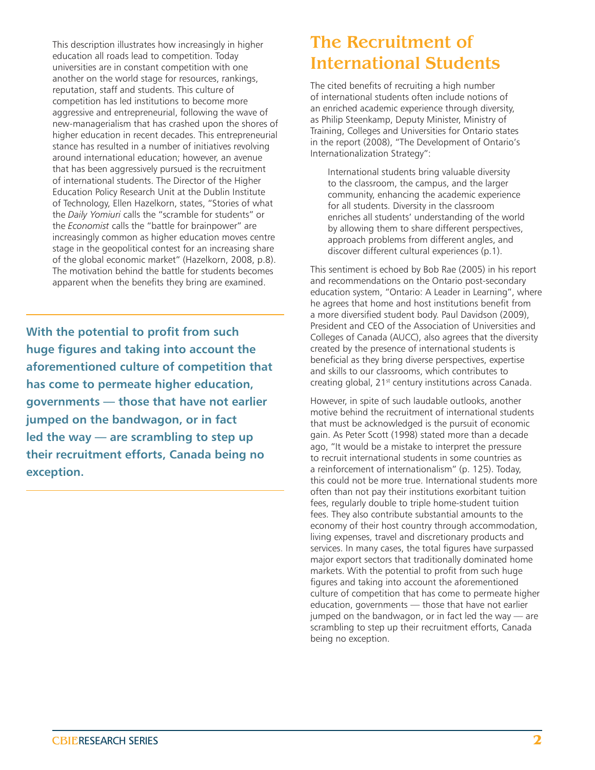This description illustrates how increasingly in higher education all roads lead to competition. Today universities are in constant competition with one another on the world stage for resources, rankings, reputation, staff and students. This culture of competition has led institutions to become more aggressive and entrepreneurial, following the wave of new-managerialism that has crashed upon the shores of higher education in recent decades. This entrepreneurial stance has resulted in a number of initiatives revolving around international education; however, an avenue that has been aggressively pursued is the recruitment of international students. The Director of the Higher Education Policy Research Unit at the Dublin Institute of Technology, Ellen Hazelkorn, states, "Stories of what the *Daily Yomiuri* calls the "scramble for students" or the *Economist* calls the "battle for brainpower" are increasingly common as higher education moves centre stage in the geopolitical contest for an increasing share of the global economic market" (Hazelkorn, 2008, p.8). The motivation behind the battle for students becomes apparent when the benefits they bring are examined.

**With the potential to profit from such huge figures and taking into account the aforementioned culture of competition that has come to permeate higher education, governments — those that have not earlier jumped on the bandwagon, or in fact led the way — are scrambling to step up their recruitment efforts, Canada being no exception.**

# The Recruitment of International Students

The cited benefits of recruiting a high number of international students often include notions of an enriched academic experience through diversity, as Philip Steenkamp, Deputy Minister, Ministry of Training, Colleges and Universities for Ontario states in the report (2008), "The Development of Ontario's Internationalization Strategy":

> International students bring valuable diversity to the classroom, the campus, and the larger community, enhancing the academic experience for all students. Diversity in the classroom enriches all students' understanding of the world by allowing them to share different perspectives, approach problems from different angles, and discover different cultural experiences (p.1).

This sentiment is echoed by Bob Rae (2005) in his report and recommendations on the Ontario post-secondary education system, "Ontario: A Leader in Learning", where he agrees that home and host institutions benefit from a more diversified student body. Paul Davidson (2009), President and CEO of the Association of Universities and Colleges of Canada (AUCC), also agrees that the diversity created by the presence of international students is beneficial as they bring diverse perspectives, expertise and skills to our classrooms, which contributes to creating global, 21st century institutions across Canada.

However, in spite of such laudable outlooks, another motive behind the recruitment of international students that must be acknowledged is the pursuit of economic gain. As Peter Scott (1998) stated more than a decade ago, "It would be a mistake to interpret the pressure to recruit international students in some countries as a reinforcement of internationalism" (p. 125). Today, this could not be more true. International students more often than not pay their institutions exorbitant tuition fees, regularly double to triple home-student tuition fees. They also contribute substantial amounts to the economy of their host country through accommodation, living expenses, travel and discretionary products and services. In many cases, the total figures have surpassed major export sectors that traditionally dominated home markets. With the potential to profit from such huge figures and taking into account the aforementioned culture of competition that has come to permeate higher education, governments — those that have not earlier jumped on the bandwagon, or in fact led the way — are scrambling to step up their recruitment efforts, Canada being no exception.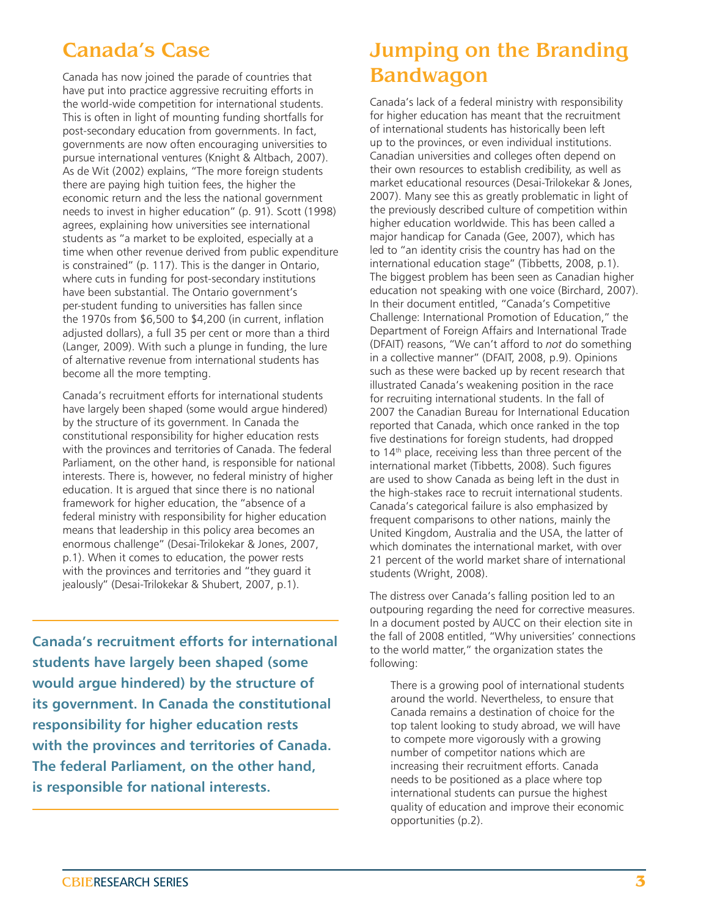## Canada's Case

Canada has now joined the parade of countries that have put into practice aggressive recruiting efforts in the world-wide competition for international students. This is often in light of mounting funding shortfalls for post-secondary education from governments. In fact, governments are now often encouraging universities to pursue international ventures (Knight & Altbach, 2007). As de Wit (2002) explains, "The more foreign students there are paying high tuition fees, the higher the economic return and the less the national government needs to invest in higher education" (p. 91). Scott (1998) agrees, explaining how universities see international students as "a market to be exploited, especially at a time when other revenue derived from public expenditure is constrained" (p. 117). This is the danger in Ontario, where cuts in funding for post-secondary institutions have been substantial. The Ontario government's per-student funding to universities has fallen since the 1970s from $6,500 to $4,200 (in current, inflation adjusted dollars), a full 35 per cent or more than a third (Langer, 2009). With such a plunge in funding, the lure of alternative revenue from international students has become all the more tempting.

Canada's recruitment efforts for international students have largely been shaped (some would argue hindered) by the structure of its government. In Canada the constitutional responsibility for higher education rests with the provinces and territories of Canada. The federal Parliament, on the other hand, is responsible for national interests. There is, however, no federal ministry of higher education. It is argued that since there is no national framework for higher education, the "absence of a federal ministry with responsibility for higher education means that leadership in this policy area becomes an enormous challenge" (Desai-Trilokekar & Jones, 2007, p.1). When it comes to education, the power rests with the provinces and territories and "they guard it jealously" (Desai-Trilokekar & Shubert, 2007, p.1).

**Canada's recruitment efforts for international students have largely been shaped (some would argue hindered) by the structure of its government. In Canada the constitutional responsibility for higher education rests with the provinces and territories of Canada. The federal Parliament, on the other hand, is responsible for national interests.**

## Jumping on the Branding Bandwagon

Canada's lack of a federal ministry with responsibility for higher education has meant that the recruitment of international students has historically been left up to the provinces, or even individual institutions. Canadian universities and colleges often depend on their own resources to establish credibility, as well as market educational resources (Desai-Trilokekar & Jones, 2007). Many see this as greatly problematic in light of the previously described culture of competition within higher education worldwide. This has been called a major handicap for Canada (Gee, 2007), which has led to "an identity crisis the country has had on the international education stage" (Tibbetts, 2008, p.1). The biggest problem has been seen as Canadian higher education not speaking with one voice (Birchard, 2007). In their document entitled, "Canada's Competitive Challenge: International Promotion of Education," the Department of Foreign Affairs and International Trade (DFAIT) reasons, "We can't afford to *not* do something in a collective manner" (DFAIT, 2008, p.9). Opinions such as these were backed up by recent research that illustrated Canada's weakening position in the race for recruiting international students. In the fall of 2007 the Canadian Bureau for International Education reported that Canada, which once ranked in the top five destinations for foreign students, had dropped to 14th place, receiving less than three percent of the international market (Tibbetts, 2008). Such figures are used to show Canada as being left in the dust in the high-stakes race to recruit international students. Canada's categorical failure is also emphasized by frequent comparisons to other nations, mainly the United Kingdom, Australia and the USA, the latter of which dominates the international market, with over 21 percent of the world market share of international students (Wright, 2008).

The distress over Canada's falling position led to an outpouring regarding the need for corrective measures. In a document posted by AUCC on their election site in the fall of 2008 entitled, "Why universities' connections to the world matter," the organization states the following:

> There is a growing pool of international students around the world. Nevertheless, to ensure that Canada remains a destination of choice for the top talent looking to study abroad, we will have to compete more vigorously with a growing number of competitor nations which are increasing their recruitment efforts. Canada needs to be positioned as a place where top international students can pursue the highest quality of education and improve their economic opportunities (p.2).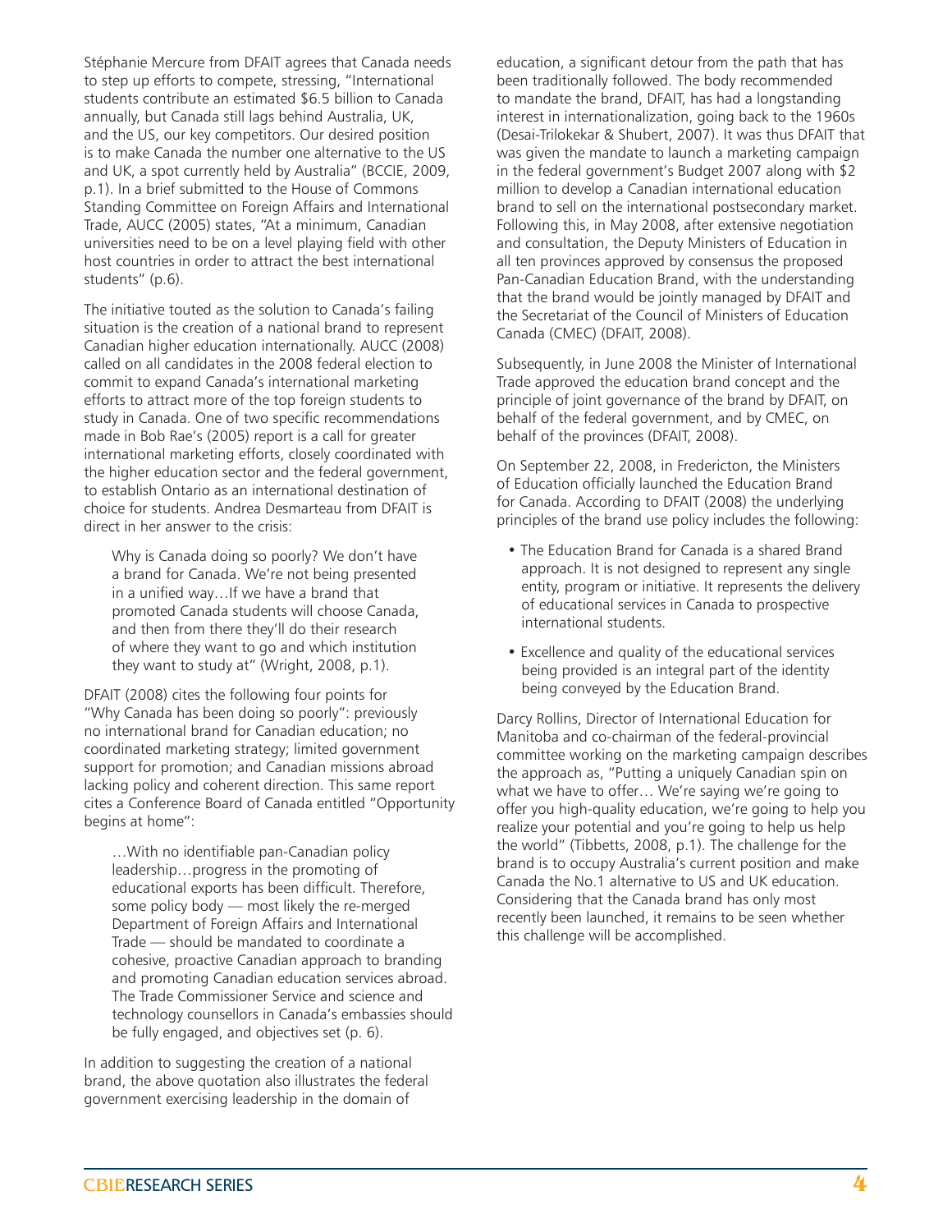Stéphanie Mercure from DFAIT agrees that Canada needs to step up efforts to compete, stressing, "International students contribute an estimated $6.5 billion to Canada annually, but Canada still lags behind Australia, UK, and the US, our key competitors. Our desired position is to make Canada the number one alternative to the US and UK, a spot currently held by Australia" (BCCIE, 2009, p.1). In a brief submitted to the House of Commons Standing Committee on Foreign Affairs and International Trade, AUCC (2005) states, "At a minimum, Canadian universities need to be on a level playing field with other host countries in order to attract the best international students" (p.6).

The initiative touted as the solution to Canada's failing situation is the creation of a national brand to represent Canadian higher education internationally. AUCC (2008) called on all candidates in the 2008 federal election to commit to expand Canada's international marketing efforts to attract more of the top foreign students to study in Canada. One of two specific recommendations made in Bob Rae's (2005) report is a call for greater international marketing efforts, closely coordinated with the higher education sector and the federal government, to establish Ontario as an international destination of choice for students. Andrea Desmarteau from DFAIT is direct in her answer to the crisis:

> Why is Canada doing so poorly? We don't have a brand for Canada. We're not being presented in a unified way…If we have a brand that promoted Canada students will choose Canada, and then from there they'll do their research of where they want to go and which institution they want to study at" (Wright, 2008, p.1).

DFAIT (2008) cites the following four points for "Why Canada has been doing so poorly": previously no international brand for Canadian education; no coordinated marketing strategy; limited government support for promotion; and Canadian missions abroad lacking policy and coherent direction. This same report cites a Conference Board of Canada entitled "Opportunity begins at home":

> …With no identifiable pan-Canadian policy leadership…progress in the promoting of educational exports has been difficult. Therefore, some policy body — most likely the re-merged Department of Foreign Affairs and International Trade — should be mandated to coordinate a cohesive, proactive Canadian approach to branding and promoting Canadian education services abroad. The Trade Commissioner Service and science and technology counsellors in Canada's embassies should be fully engaged, and objectives set (p. 6).

In addition to suggesting the creation of a national brand, the above quotation also illustrates the federal government exercising leadership in the domain of education, a significant detour from the path that has been traditionally followed. The body recommended to mandate the brand, DFAIT, has had a longstanding interest in internationalization, going back to the 1960s (Desai-Trilokekar & Shubert, 2007). It was thus DFAIT that was given the mandate to launch a marketing campaign in the federal government's Budget 2007 along with $2 million to develop a Canadian international education brand to sell on the international postsecondary market. Following this, in May 2008, after extensive negotiation and consultation, the Deputy Ministers of Education in all ten provinces approved by consensus the proposed Pan-Canadian Education Brand, with the understanding that the brand would be jointly managed by DFAIT and the Secretariat of the Council of Ministers of Education Canada (CMEC) (DFAIT, 2008).

Subsequently, in June 2008 the Minister of International Trade approved the education brand concept and the principle of joint governance of the brand by DFAIT, on behalf of the federal government, and by CMEC, on behalf of the provinces (DFAIT, 2008).

On September 22, 2008, in Fredericton, the Ministers of Education officially launched the Education Brand for Canada. According to DFAIT (2008) the underlying principles of the brand use policy includes the following:

- The Education Brand for Canada is a shared Brand approach. It is not designed to represent any single entity, program or initiative. It represents the delivery of educational services in Canada to prospective international students.
- Excellence and quality of the educational services being provided is an integral part of the identity being conveyed by the Education Brand.

Darcy Rollins, Director of International Education for Manitoba and co-chairman of the federal-provincial committee working on the marketing campaign describes the approach as, "Putting a uniquely Canadian spin on what we have to offer… We're saying we're going to offer you high-quality education, we're going to help you realize your potential and you're going to help us help the world" (Tibbetts, 2008, p.1). The challenge for the brand is to occupy Australia's current position and make Canada the No.1 alternative to US and UK education. Considering that the Canada brand has only most recently been launched, it remains to be seen whether this challenge will be accomplished.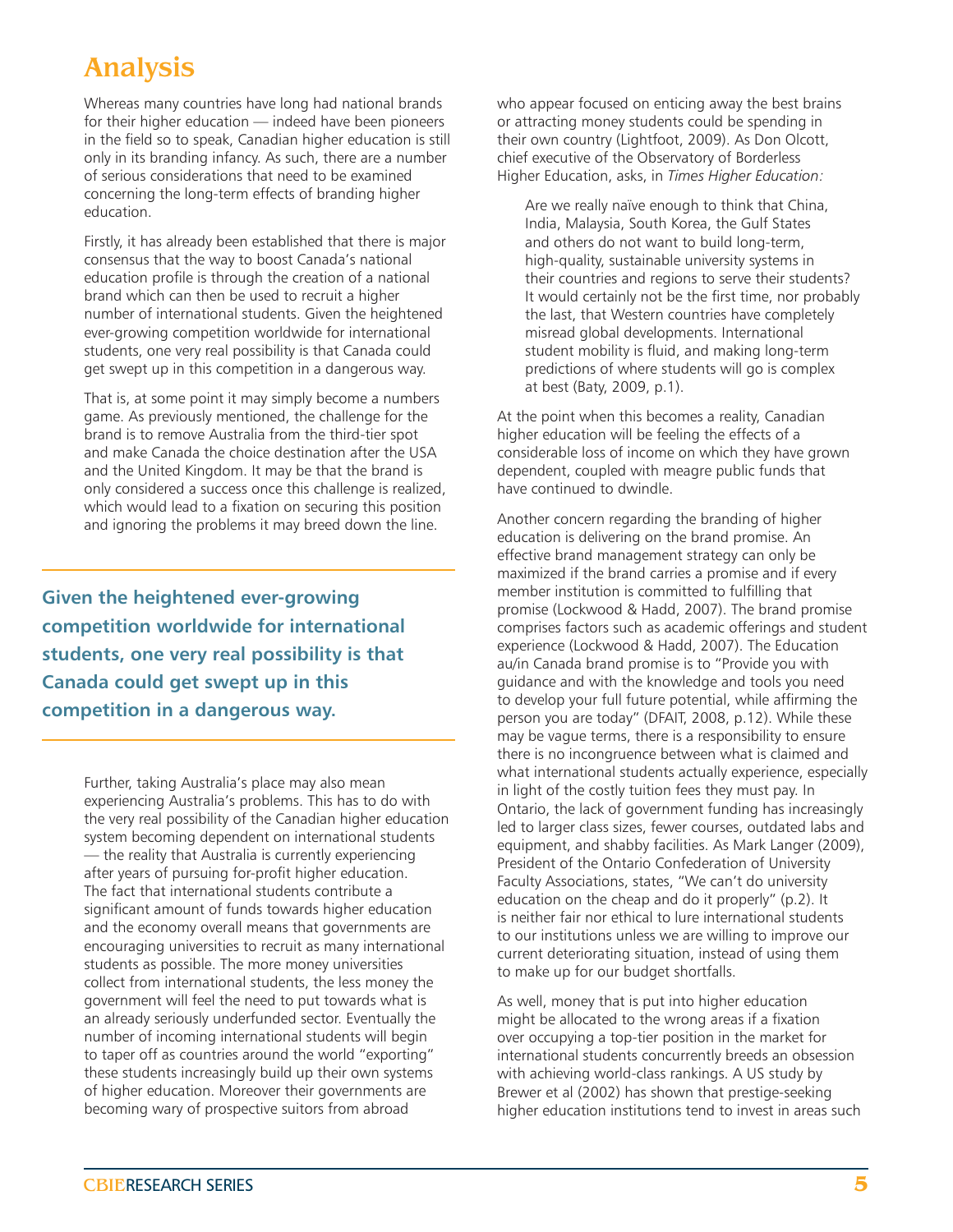## Analysis

Whereas many countries have long had national brands for their higher education — indeed have been pioneers in the field so to speak, Canadian higher education is still only in its branding infancy. As such, there are a number of serious considerations that need to be examined concerning the long-term effects of branding higher education.

Firstly, it has already been established that there is major consensus that the way to boost Canada's national education profile is through the creation of a national brand which can then be used to recruit a higher number of international students. Given the heightened ever-growing competition worldwide for international students, one very real possibility is that Canada could get swept up in this competition in a dangerous way.

That is, at some point it may simply become a numbers game. As previously mentioned, the challenge for the brand is to remove Australia from the third-tier spot and make Canada the choice destination after the USA and the United Kingdom. It may be that the brand is only considered a success once this challenge is realized, which would lead to a fixation on securing this position and ignoring the problems it may breed down the line.

**Given the heightened ever-growing competition worldwide for international students, one very real possibility is that Canada could get swept up in this competition in a dangerous way.**

Further, taking Australia's place may also mean experiencing Australia's problems. This has to do with the very real possibility of the Canadian higher education system becoming dependent on international students — the reality that Australia is currently experiencing after years of pursuing for-profit higher education. The fact that international students contribute a significant amount of funds towards higher education and the economy overall means that governments are encouraging universities to recruit as many international students as possible. The more money universities collect from international students, the less money the government will feel the need to put towards what is an already seriously underfunded sector. Eventually the number of incoming international students will begin to taper off as countries around the world "exporting" these students increasingly build up their own systems of higher education. Moreover their governments are becoming wary of prospective suitors from abroad who appear focused on enticing away the best brains or attracting money students could be spending in their own country (Lightfoot, 2009). As Don Olcott, chief executive of the Observatory of Borderless Higher Education, asks, in *Times Higher Education:*

> Are we really naïve enough to think that China, India, Malaysia, South Korea, the Gulf States and others do not want to build long-term, high-quality, sustainable university systems in their countries and regions to serve their students? It would certainly not be the first time, nor probably the last, that Western countries have completely misread global developments. International student mobility is fluid, and making long-term predictions of where students will go is complex at best (Baty, 2009, p.1).

At the point when this becomes a reality, Canadian higher education will be feeling the effects of a considerable loss of income on which they have grown dependent, coupled with meagre public funds that have continued to dwindle.

Another concern regarding the branding of higher education is delivering on the brand promise. An effective brand management strategy can only be maximized if the brand carries a promise and if every member institution is committed to fulfilling that promise (Lockwood & Hadd, 2007). The brand promise comprises factors such as academic offerings and student experience (Lockwood & Hadd, 2007). The Education au/in Canada brand promise is to "Provide you with guidance and with the knowledge and tools you need to develop your full future potential, while affirming the person you are today" (DFAIT, 2008, p.12). While these may be vague terms, there is a responsibility to ensure there is no incongruence between what is claimed and what international students actually experience, especially in light of the costly tuition fees they must pay. In Ontario, the lack of government funding has increasingly led to larger class sizes, fewer courses, outdated labs and equipment, and shabby facilities. As Mark Langer (2009), President of the Ontario Confederation of University Faculty Associations, states, "We can't do university education on the cheap and do it properly" (p.2). It is neither fair nor ethical to lure international students to our institutions unless we are willing to improve our current deteriorating situation, instead of using them to make up for our budget shortfalls.

As well, money that is put into higher education might be allocated to the wrong areas if a fixation over occupying a top-tier position in the market for international students concurrently breeds an obsession with achieving world-class rankings. A US study by Brewer et al (2002) has shown that prestige-seeking higher education institutions tend to invest in areas such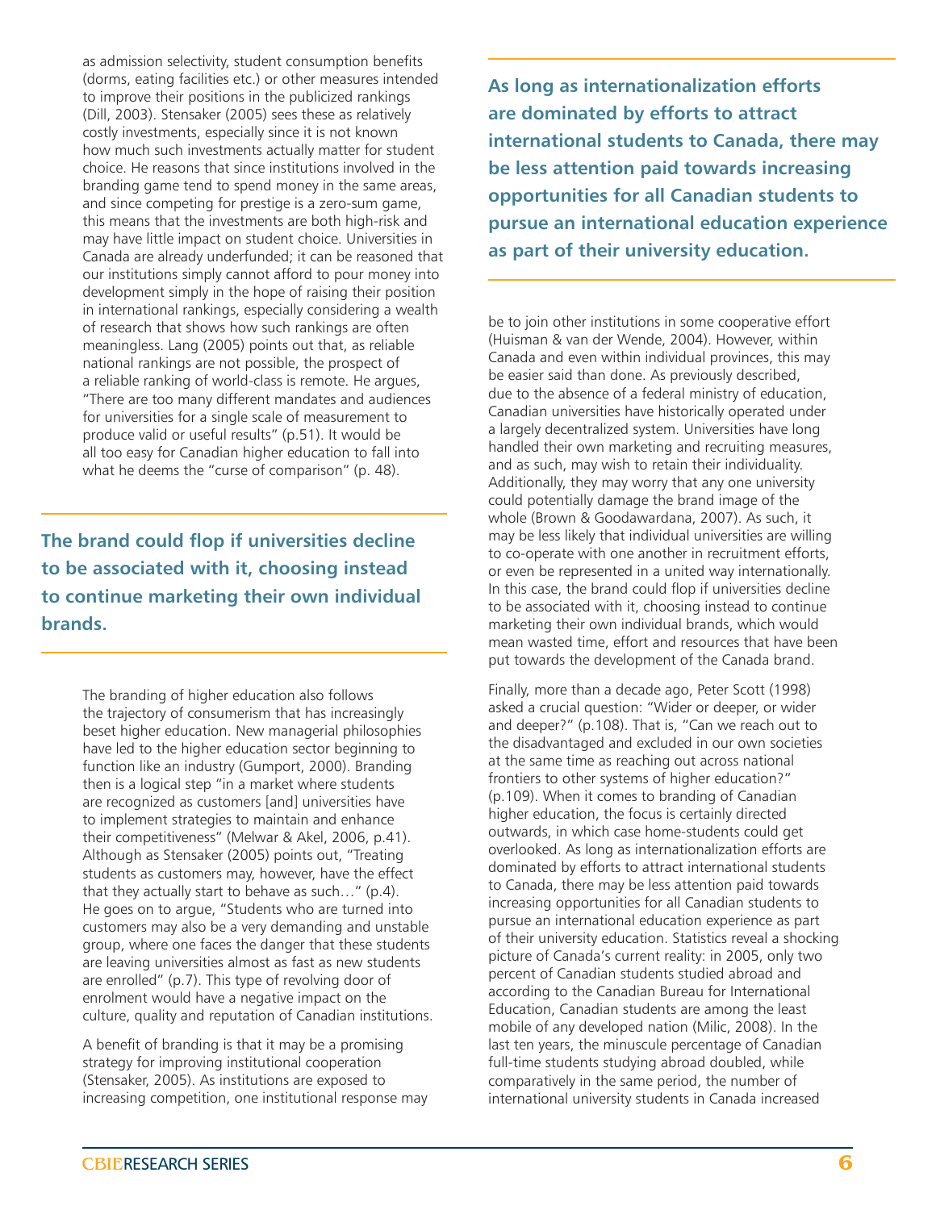as admission selectivity, student consumption benefits (dorms, eating facilities etc.) or other measures intended to improve their positions in the publicized rankings (Dill, 2003). Stensaker (2005) sees these as relatively costly investments, especially since it is not known how much such investments actually matter for student choice. He reasons that since institutions involved in the branding game tend to spend money in the same areas, and since competing for prestige is a zero-sum game, this means that the investments are both high-risk and may have little impact on student choice. Universities in Canada are already underfunded; it can be reasoned that our institutions simply cannot afford to pour money into development simply in the hope of raising their position in international rankings, especially considering a wealth of research that shows how such rankings are often meaningless. Lang (2005) points out that, as reliable national rankings are not possible, the prospect of a reliable ranking of world-class is remote. He argues, "There are too many different mandates and audiences for universities for a single scale of measurement to produce valid or useful results" (p.51). It would be all too easy for Canadian higher education to fall into what he deems the "curse of comparison" (p. 48).

**The brand could flop if universities decline to be associated with it, choosing instead to continue marketing their own individual brands.**

The branding of higher education also follows the trajectory of consumerism that has increasingly beset higher education. New managerial philosophies have led to the higher education sector beginning to function like an industry (Gumport, 2000). Branding then is a logical step "in a market where students are recognized as customers [and] universities have to implement strategies to maintain and enhance their competitiveness" (Melwar & Akel, 2006, p.41). Although as Stensaker (2005) points out, "Treating students as customers may, however, have the effect that they actually start to behave as such…" (p.4). He goes on to argue, "Students who are turned into customers may also be a very demanding and unstable group, where one faces the danger that these students are leaving universities almost as fast as new students are enrolled" (p.7). This type of revolving door of enrolment would have a negative impact on the culture, quality and reputation of Canadian institutions.

A benefit of branding is that it may be a promising strategy for improving institutional cooperation (Stensaker, 2005). As institutions are exposed to increasing competition, one institutional response may be to join other institutions in some cooperative effort (Huisman & van der Wende, 2004). However, within Canada and even within individual provinces, this may be easier said than done. As previously described, due to the absence of a federal ministry of education, Canadian universities have historically operated under a largely decentralized system. Universities have long handled their own marketing and recruiting measures, and as such, may wish to retain their individuality. Additionally, they may worry that any one university could potentially damage the brand image of the whole (Brown & Goodawardana, 2007). As such, it may be less likely that individual universities are willing to co-operate with one another in recruitment efforts, or even be represented in a united way internationally. In this case, the brand could flop if universities decline to be associated with it, choosing instead to continue marketing their own individual brands, which would mean wasted time, effort and resources that have been put towards the development of the Canada brand.

**As long as internationalization efforts are dominated by efforts to attract international students to Canada, there may be less attention paid towards increasing opportunities for all Canadian students to pursue an international education experience as part of their university education.**

Finally, more than a decade ago, Peter Scott (1998) asked a crucial question: "Wider or deeper, or wider and deeper?" (p.108). That is, "Can we reach out to the disadvantaged and excluded in our own societies at the same time as reaching out across national frontiers to other systems of higher education?" (p.109). When it comes to branding of Canadian higher education, the focus is certainly directed outwards, in which case home-students could get overlooked. As long as internationalization efforts are dominated by efforts to attract international students to Canada, there may be less attention paid towards increasing opportunities for all Canadian students to pursue an international education experience as part of their university education. Statistics reveal a shocking picture of Canada's current reality: in 2005, only two percent of Canadian students studied abroad and according to the Canadian Bureau for International Education, Canadian students are among the least mobile of any developed nation (Milic, 2008). In the last ten years, the minuscule percentage of Canadian full-time students studying abroad doubled, while comparatively in the same period, the number of international university students in Canada increased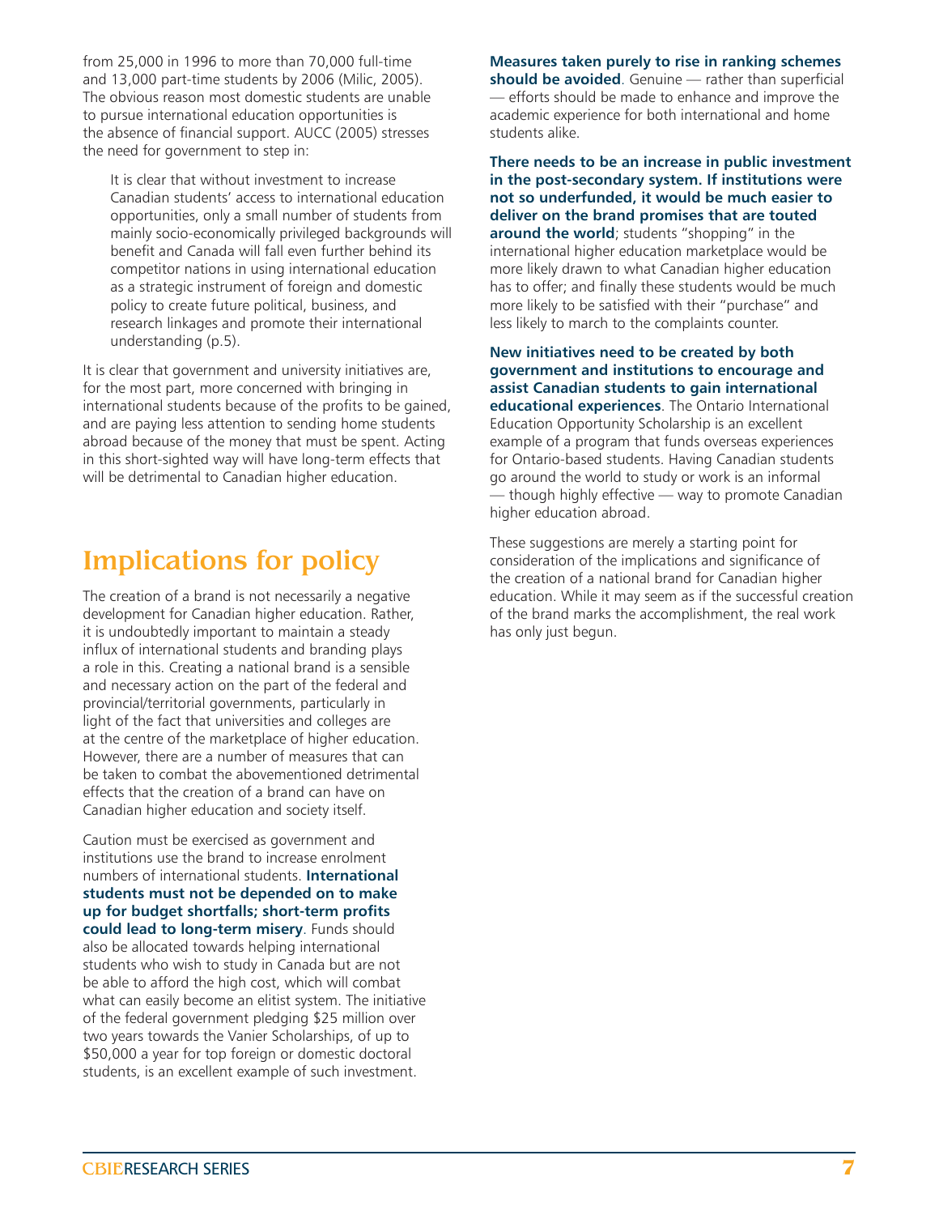from 25,000 in 1996 to more than 70,000 full-time and 13,000 part-time students by 2006 (Milic, 2005). The obvious reason most domestic students are unable to pursue international education opportunities is the absence of financial support. AUCC (2005) stresses the need for government to step in:

> It is clear that without investment to increase Canadian students' access to international education opportunities, only a small number of students from mainly socio-economically privileged backgrounds will benefit and Canada will fall even further behind its competitor nations in using international education as a strategic instrument of foreign and domestic policy to create future political, business, and research linkages and promote their international understanding (p.5).

It is clear that government and university initiatives are, for the most part, more concerned with bringing in international students because of the profits to be gained, and are paying less attention to sending home students abroad because of the money that must be spent. Acting in this short-sighted way will have long-term effects that will be detrimental to Canadian higher education.

## Implications for policy

The creation of a brand is not necessarily a negative development for Canadian higher education. Rather, it is undoubtedly important to maintain a steady influx of international students and branding plays a role in this. Creating a national brand is a sensible and necessary action on the part of the federal and provincial/territorial governments, particularly in light of the fact that universities and colleges are at the centre of the marketplace of higher education. However, there are a number of measures that can be taken to combat the abovementioned detrimental effects that the creation of a brand can have on Canadian higher education and society itself.

Caution must be exercised as government and institutions use the brand to increase enrolment numbers of international students. **International students must not be depended on to make up for budget shortfalls; short-term profits could lead to long-term misery**. Funds should also be allocated towards helping international students who wish to study in Canada but are not be able to afford the high cost, which will combat what can easily become an elitist system. The initiative of the federal government pledging $25 million over two years towards the Vanier Scholarships, of up to $50,000 a year for top foreign or domestic doctoral students, is an excellent example of such investment.

**Measures taken purely to rise in ranking schemes should be avoided**. Genuine — rather than superficial — efforts should be made to enhance and improve the academic experience for both international and home students alike.

**There needs to be an increase in public investment in the post-secondary system. If institutions were not so underfunded, it would be much easier to deliver on the brand promises that are touted around the world**; students "shopping" in the international higher education marketplace would be more likely drawn to what Canadian higher education has to offer; and finally these students would be much more likely to be satisfied with their "purchase" and less likely to march to the complaints counter.

**New initiatives need to be created by both government and institutions to encourage and assist Canadian students to gain international educational experiences**. The Ontario International Education Opportunity Scholarship is an excellent example of a program that funds overseas experiences for Ontario-based students. Having Canadian students go around the world to study or work is an informal — though highly effective — way to promote Canadian higher education abroad.

These suggestions are merely a starting point for consideration of the implications and significance of the creation of a national brand for Canadian higher education. While it may seem as if the successful creation of the brand marks the accomplishment, the real work has only just begun.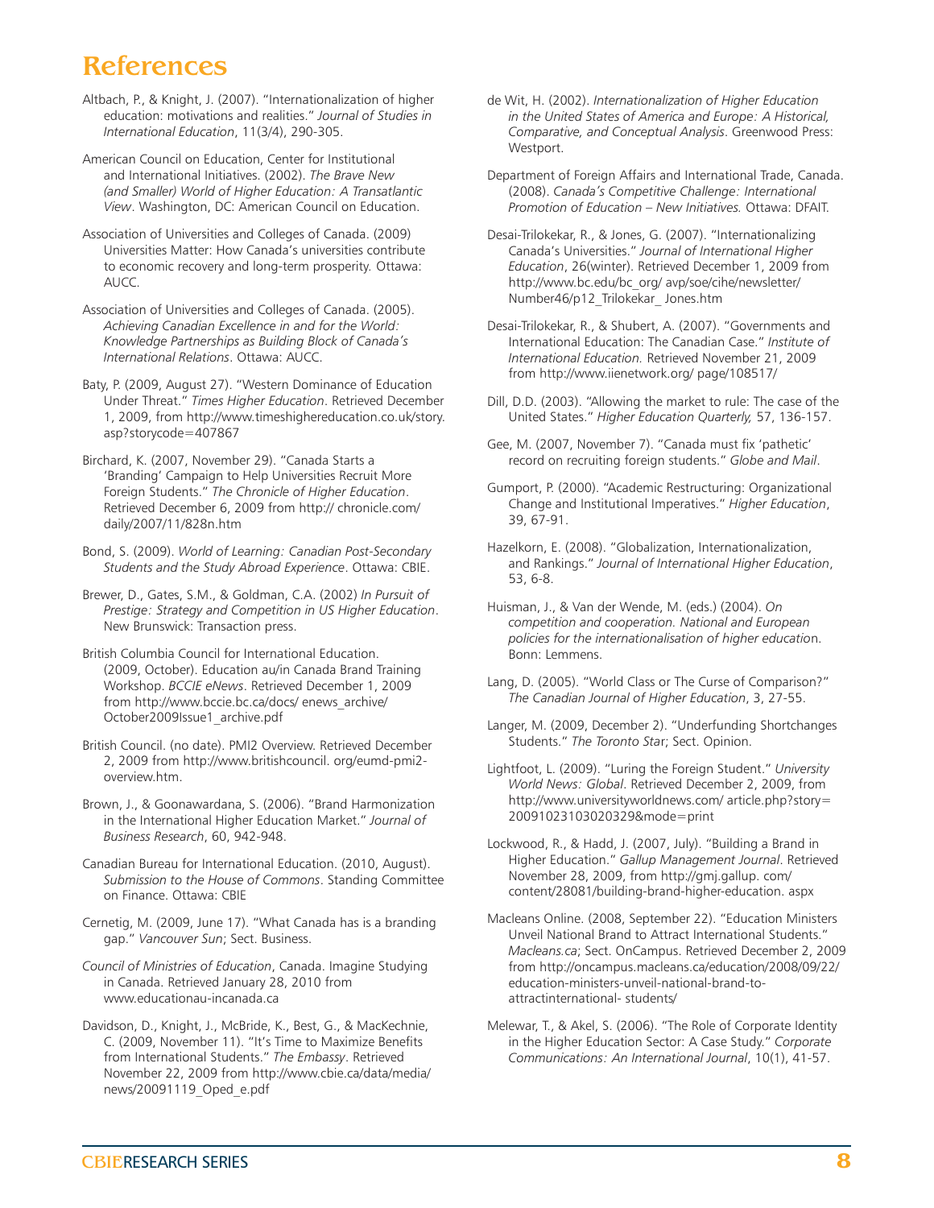# References

Altbach, P., & Knight, J. (2007). "Internationalization of higher education: motivations and realities." *Journal of Studies in International Education*, 11(3/4), 290-305.

American Council on Education, Center for Institutional and International Initiatives. (2002). *The Brave New (and Smaller) World of Higher Education: A Transatlantic View*. Washington, DC: American Council on Education.

Association of Universities and Colleges of Canada. (2009) Universities Matter: How Canada's universities contribute to economic recovery and long-term prosperity. Ottawa: AUCC.

Association of Universities and Colleges of Canada. (2005). *Achieving Canadian Excellence in and for the World: Knowledge Partnerships as Building Block of Canada's International Relations*. Ottawa: AUCC.

Baty, P. (2009, August 27). "Western Dominance of Education Under Threat." *Times Higher Education*. Retrieved December 1, 2009, from http://www.timeshighereducation.co.uk/story.asp?storycode=407867

Birchard, K. (2007, November 29). "Canada Starts a 'Branding' Campaign to Help Universities Recruit More Foreign Students." *The Chronicle of Higher Education*. Retrieved December 6, 2009 from http:// chronicle.com/daily/2007/11/828n.htm

Bond, S. (2009). *World of Learning: Canadian Post-Secondary Students and the Study Abroad Experience*. Ottawa: CBIE.

Brewer, D., Gates, S.M., & Goldman, C.A. (2002) *In Pursuit of Prestige: Strategy and Competition in US Higher Education*. New Brunswick: Transaction press.

British Columbia Council for International Education. (2009, October). Education au/in Canada Brand Training Workshop. *BCCIE eNews*. Retrieved December 1, 2009 from http://www.bccie.bc.ca/docs/ enews_archive/October2009Issue1_archive.pdf

British Council. (no date). PMI2 Overview. Retrieved December 2, 2009 from http://www.britishcouncil. org/eumd-pmi2-overview.htm.

Brown, J., & Goonawardana, S. (2006). "Brand Harmonization in the International Higher Education Market." *Journal of Business Research*, 60, 942-948.

Canadian Bureau for International Education. (2010, August). *Submission to the House of Commons*. Standing Committee on Finance. Ottawa: CBIE

Cernetig, M. (2009, June 17). "What Canada has is a branding gap." *Vancouver Sun*; Sect. Business.

*Council of Ministries of Education*, Canada. Imagine Studying in Canada. Retrieved January 28, 2010 from www.educationau-incanada.ca

Davidson, D., Knight, J., McBride, K., Best, G., & MacKechnie, C. (2009, November 11). "It's Time to Maximize Benefits from International Students." *The Embassy*. Retrieved November 22, 2009 from http://www.cbie.ca/data/media/news/20091119_Oped_e.pdf

de Wit, H. (2002). *Internationalization of Higher Education in the United States of America and Europe: A Historical, Comparative, and Conceptual Analysis*. Greenwood Press: Westport.

Department of Foreign Affairs and International Trade, Canada. (2008). *Canada's Competitive Challenge: International Promotion of Education – New Initiatives.* Ottawa: DFAIT.

Desai-Trilokekar, R., & Jones, G. (2007). "Internationalizing Canada's Universities." *Journal of International Higher Education*, 26(winter). Retrieved December 1, 2009 from http://www.bc.edu/bc_org/ avp/soe/cihe/newsletter/Number46/p12_Trilokekar_ Jones.htm

Desai-Trilokekar, R., & Shubert, A. (2007). "Governments and International Education: The Canadian Case." *Institute of International Education.* Retrieved November 21, 2009 from http://www.iienetwork.org/ page/108517/

Dill, D.D. (2003). "Allowing the market to rule: The case of the United States." *Higher Education Quarterly,* 57, 136-157.

Gee, M. (2007, November 7). "Canada must fix 'pathetic' record on recruiting foreign students." *Globe and Mail*.

Gumport, P. (2000). "Academic Restructuring: Organizational Change and Institutional Imperatives." *Higher Education*, 39, 67-91.

Hazelkorn, E. (2008). "Globalization, Internationalization, and Rankings." *Journal of International Higher Education*, 53, 6-8.

Huisman, J., & Van der Wende, M. (eds.) (2004). *On competition and cooperation. National and European policies for the internationalisation of higher education*. Bonn: Lemmens.

Lang, D. (2005). "World Class or The Curse of Comparison?" *The Canadian Journal of Higher Education*, 3, 27-55.

Langer, M. (2009, December 2). "Underfunding Shortchanges Students." *The Toronto Star*; Sect. Opinion.

Lightfoot, L. (2009). "Luring the Foreign Student." *University World News: Global*. Retrieved December 2, 2009, from http://www.universityworldnews.com/ article.php?story=20091023103020329&mode=print

Lockwood, R., & Hadd, J. (2007, July). "Building a Brand in Higher Education." *Gallup Management Journal*. Retrieved November 28, 2009, from http://gmj.gallup. com/content/28081/building-brand-higher-education. aspx

Macleans Online. (2008, September 22). "Education Ministers Unveil National Brand to Attract International Students." *Macleans.ca*; Sect. OnCampus. Retrieved December 2, 2009 from http://oncampus.macleans.ca/education/2008/09/22/education-ministers-unveil-national-brand-to-attractinternational- students/

Melewar, T., & Akel, S. (2006). "The Role of Corporate Identity in the Higher Education Sector: A Case Study." *Corporate Communications: An International Journal*, 10(1), 41-57.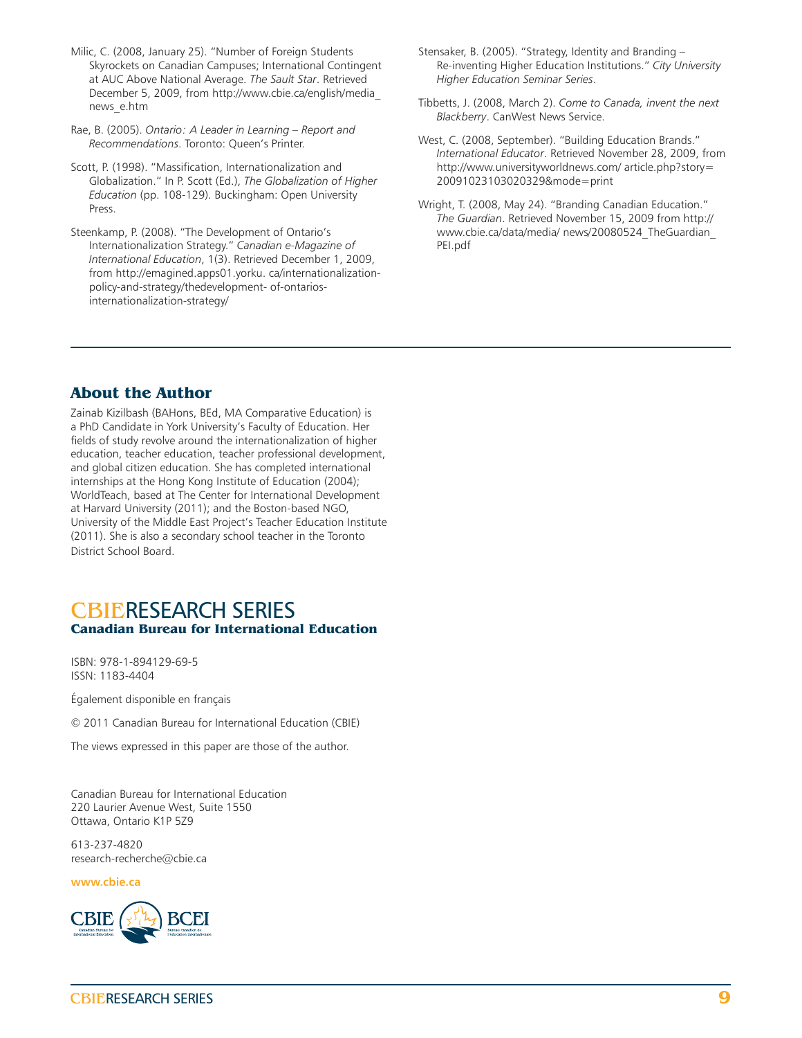Milic, C. (2008, January 25). "Number of Foreign Students Skyrockets on Canadian Campuses; International Contingent at AUC Above National Average. *The Sault Star*. Retrieved December 5, 2009, from http://www.cbie.ca/english/media_news_e.htm

Rae, B. (2005). *Ontario: A Leader in Learning – Report and Recommendations*. Toronto: Queen's Printer.

Scott, P. (1998). "Massification, Internationalization and Globalization." In P. Scott (Ed.), *The Globalization of Higher Education* (pp. 108-129). Buckingham: Open University Press.

Steenkamp, P. (2008). "The Development of Ontario's Internationalization Strategy." *Canadian e-Magazine of International Education*, 1(3). Retrieved December 1, 2009, from http://emagined.apps01.yorku. ca/internationalization-policy-and-strategy/thedevelopment- of-ontarios-internationalization-strategy/

Stensaker, B. (2005). "Strategy, Identity and Branding – Re-inventing Higher Education Institutions." *City University Higher Education Seminar Series*.

Tibbetts, J. (2008, March 2). *Come to Canada, invent the next Blackberry*. CanWest News Service.

West, C. (2008, September). "Building Education Brands." *International Educator*. Retrieved November 28, 2009, from http://www.universityworldnews.com/ article.php?story=20091023103020329&mode=print

Wright, T. (2008, May 24). "Branding Canadian Education." *The Guardian*. Retrieved November 15, 2009 from http://www.cbie.ca/data/media/ news/20080524_TheGuardian_PEI.pdf

## About the Author

Zainab Kizilbash (BAHons, BEd, MA Comparative Education) is a PhD Candidate in York University's Faculty of Education. Her fields of study revolve around the internationalization of higher education, teacher education, teacher professional development, and global citizen education. She has completed international internships at the Hong Kong Institute of Education (2004); WorldTeach, based at The Center for International Development at Harvard University (2011); and the Boston-based NGO, University of the Middle East Project's Teacher Education Institute (2011). She is also a secondary school teacher in the Toronto District School Board.

## CBIE RESEARCH SERIES

**Canadian Bureau for International Education**

ISBN: 978-1-894129-69-5
ISSN: 1183-4404

Également disponible en français

© 2011 Canadian Bureau for International Education (CBIE)

The views expressed in this paper are those of the author.

Canadian Bureau for International Education
220 Laurier Avenue West, Suite 1550
Ottawa, Ontario K1P 5Z9

613-237-4820
research-recherche@cbie.ca

**www.cbie.ca**

CBIE BCEI
Canadian Bureau for International Education
Bureau canadien de l'éducation internationale